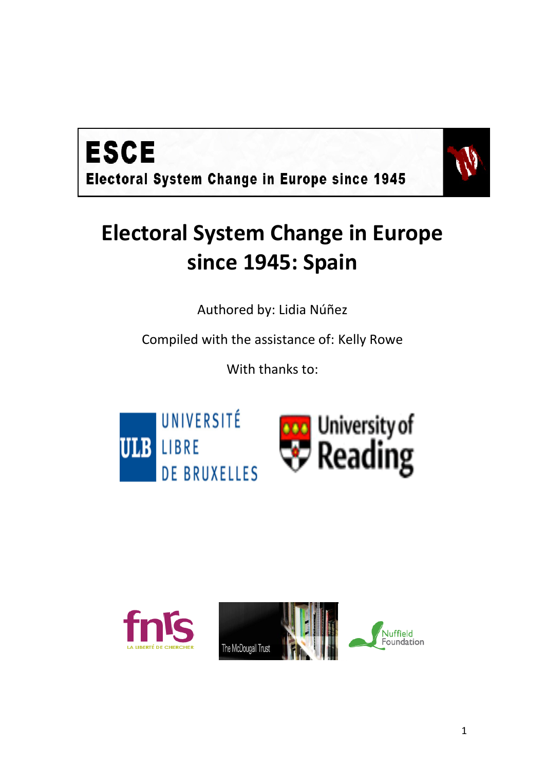**ESCE**

**Electoral System Change in Europe since 1945**

# Electoral System Change in Europe since 1945: Spain

Authored by: Lidia Núñez

Compiled with the assistance of: Kelly Rowe

With thanks to:

UNIVERSITÉ LIBRE DE BRUXELLES

University of Reading

fnrs LA LIBERTÉ DE CHERCHER

The McDougall Trust

Nuffield Foundation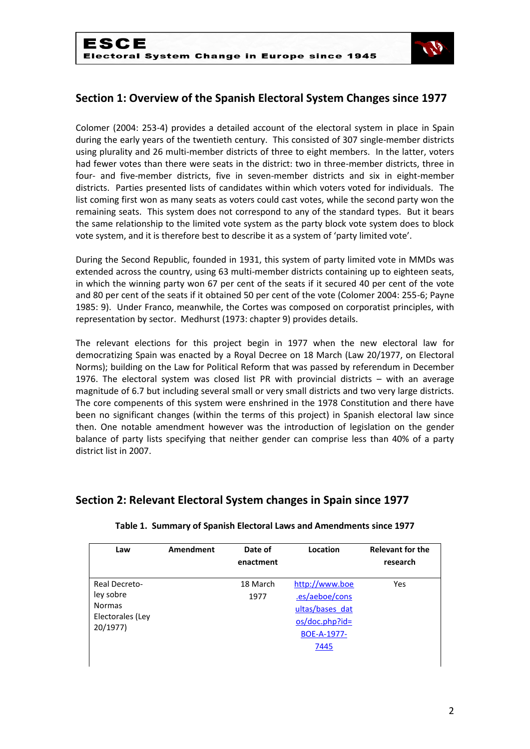## Section 1: Overview of the Spanish Electoral System Changes since 1977

Colomer (2004: 253-4) provides a detailed account of the electoral system in place in Spain during the early years of the twentieth century. This consisted of 307 single-member districts using plurality and 26 multi-member districts of three to eight members. In the latter, voters had fewer votes than there were seats in the district: two in three-member districts, three in four- and five-member districts, five in seven-member districts and six in eight-member districts. Parties presented lists of candidates within which voters voted for individuals. The list coming first won as many seats as voters could cast votes, while the second party won the remaining seats. This system does not correspond to any of the standard types. But it bears the same relationship to the limited vote system as the party block vote system does to block vote system, and it is therefore best to describe it as a system of 'party limited vote'.

During the Second Republic, founded in 1931, this system of party limited vote in MMDs was extended across the country, using 63 multi-member districts containing up to eighteen seats, in which the winning party won 67 per cent of the seats if it secured 40 per cent of the vote and 80 per cent of the seats if it obtained 50 per cent of the vote (Colomer 2004: 255-6; Payne 1985: 9). Under Franco, meanwhile, the Cortes was composed on corporatist principles, with representation by sector. Medhurst (1973: chapter 9) provides details.

The relevant elections for this project begin in 1977 when the new electoral law for democratizing Spain was enacted by a Royal Decree on 18 March (Law 20/1977, on Electoral Norms); building on the Law for Political Reform that was passed by referendum in December 1976. The electoral system was closed list PR with provincial districts – with an average magnitude of 6.7 but including several small or very small districts and two very large districts. The core compenents of this system were enshrined in the 1978 Constitution and there have been no significant changes (within the terms of this project) in Spanish electoral law since then. One notable amendment however was the introduction of legislation on the gender balance of party lists specifying that neither gender can comprise less than 40% of a party district list in 2007.

## Section 2: Relevant Electoral System changes in Spain since 1977

**Table 1. Summary of Spanish Electoral Laws and Amendments since 1977**

| Law | Amendment | Date of enactment | Location | Relevant for the research |
|---|---|---|---|---|
| Real Decreto-ley sobre Normas Electorales (Ley 20/1977) | | 18 March 1977 | http://www.boe.es/aeboe/consultas/bases_datos/doc.php?id=BOE-A-1977-7445 | Yes |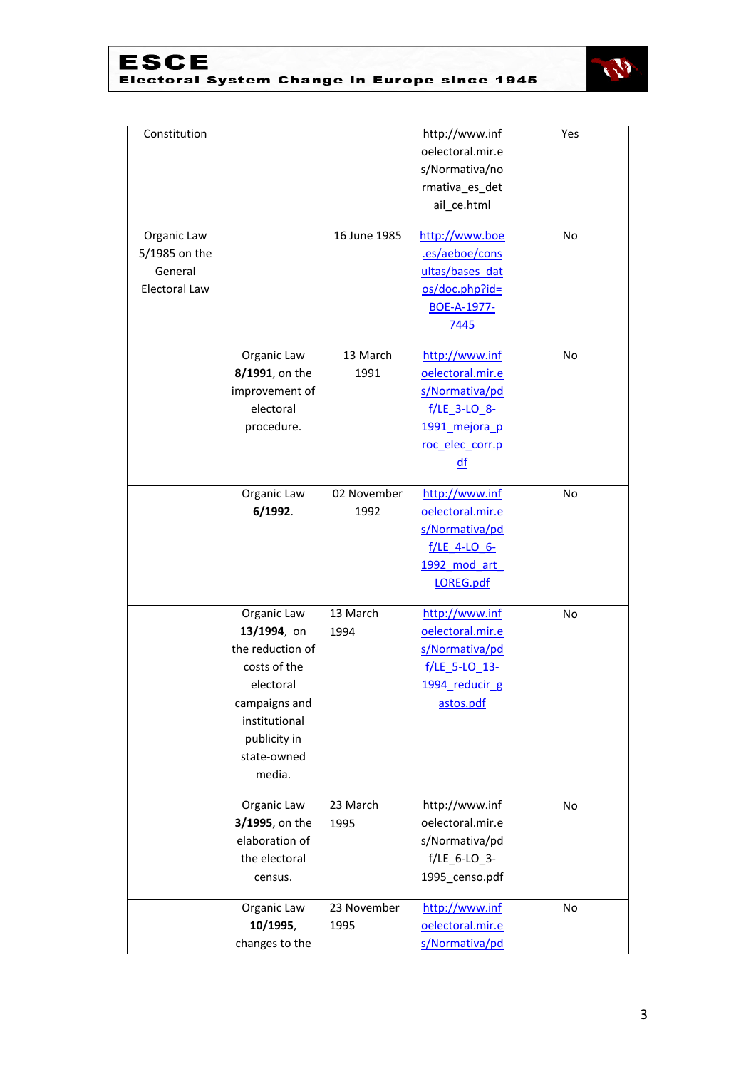| | | | | |
|---|---|---|---|---|
| Constitution | | | http://www.infoelectoral.mir.es/Normativa/normativa_es_detail_ce.html | Yes |
| Organic Law 5/1985 on the General Electoral Law | | 16 June 1985 | http://www.boe.es/aeboe/consultas/bases_datos/doc.php?id=BOE-A-1977-7445 | No |
| | Organic Law **8/1991**, on the improvement of electoral procedure. | 13 March 1991 | http://www.infoelectoral.mir.es/Normativa/pdf/LE_3-LO_8-1991_mejora_proc_elec_corr.pdf | No |
| | Organic Law **6/1992**. | 02 November 1992 | http://www.infoelectoral.mir.es/Normativa/pdf/LE_4-LO_6-1992_mod_art_LOREG.pdf | No |
| | Organic Law **13/1994**, on the reduction of costs of the electoral campaigns and institutional publicity in state-owned media. | 13 March 1994 | http://www.infoelectoral.mir.es/Normativa/pdf/LE_5-LO_13-1994_reducir_gastos.pdf | No |
| | Organic Law **3/1995**, on the elaboration of the electoral census. | 23 March 1995 | http://www.infoelectoral.mir.es/Normativa/pdf/LE_6-LO_3-1995_censo.pdf | No |
| | Organic Law **10/1995**, changes to the | 23 November 1995 | http://www.infoelectoral.mir.es/Normativa/pd | No |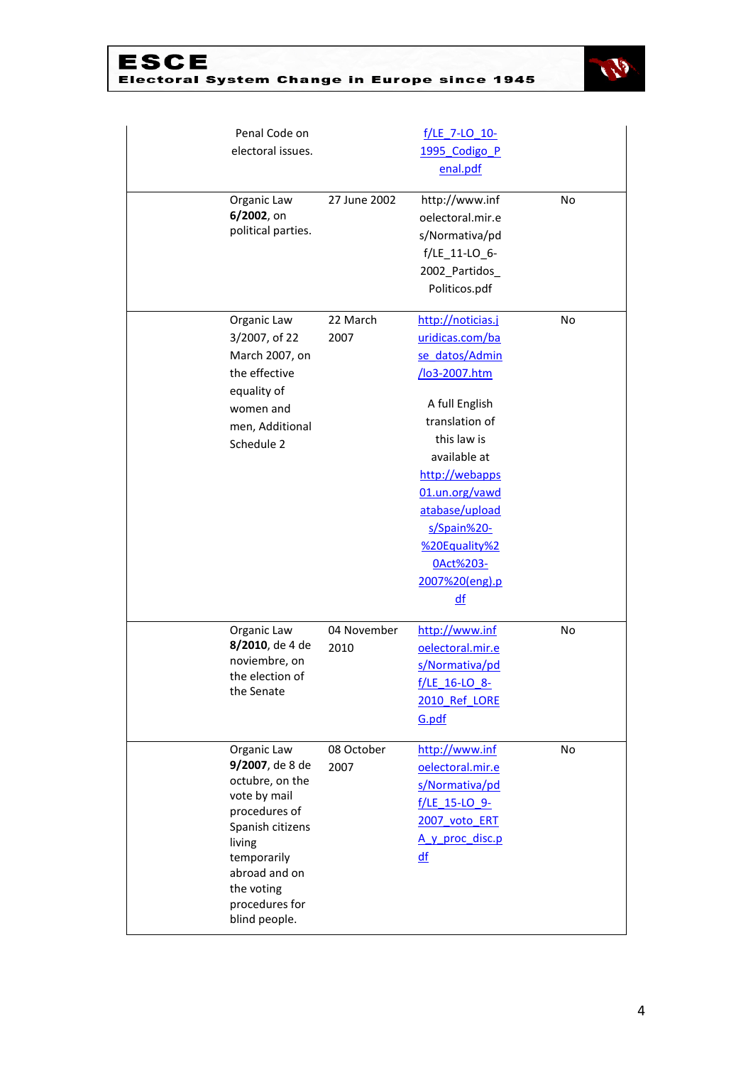| | | | | |
|---|---|---|---|---|
| | Penal Code on electoral issues. | | f/LE_7-LO_10-1995_Codigo_Penal.pdf | |
| | Organic Law **6/2002**, on political parties. | 27 June 2002 | http://www.infoelectoral.mir.es/Normativa/pdf/LE_11-LO_6-2002_Partidos_Politicos.pdf | No |
| | Organic Law 3/2007, of 22 March 2007, on the effective equality of women and men, Additional Schedule 2 | 22 March 2007 | http://noticias.juridicas.com/base_datos/Admin/lo3-2007.htm<br><br>A full English translation of this law is available at http://webapps01.un.org/vawdatabase/uploads/Spain%20-%20Equality%20Act%203-2007%20(eng).pdf | No |
| | Organic Law **8/2010**, de 4 de noviembre, on the election of the Senate | 04 November 2010 | http://www.infoelectoral.mir.es/Normativa/pdf/LE_16-LO_8-2010_Ref_LOREG.pdf | No |
| | Organic Law **9/2007**, de 8 de octubre, on the vote by mail procedures of Spanish citizens living temporarily abroad and on the voting procedures for blind people. | 08 October 2007 | http://www.infoelectoral.mir.es/Normativa/pdf/LE_15-LO_9-2007_voto_ERTA_y_proc_disc.pdf | No |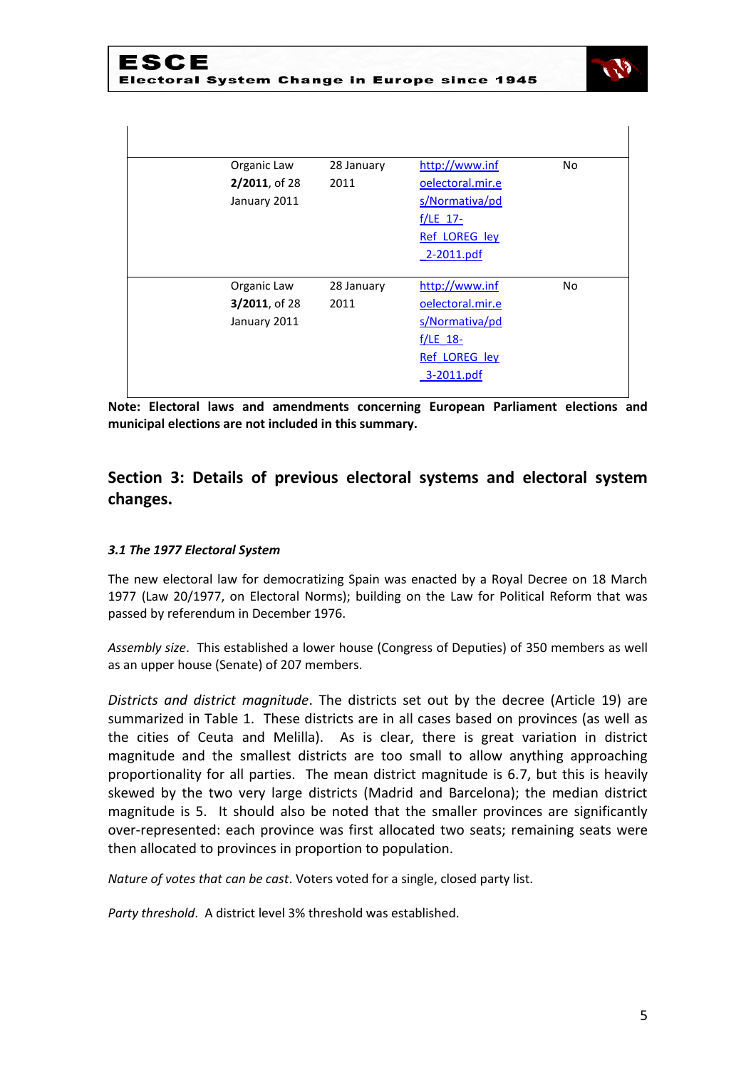| | | | | |
|---|---|---|---|---|
| | Organic Law **2/2011**, of 28 January 2011 | 28 January 2011 | http://www.infoelectoral.mir.es/Normativa/pdf/LE_17-Ref_LOREG_ley_2-2011.pdf | No |
| | Organic Law **3/2011**, of 28 January 2011 | 28 January 2011 | http://www.infoelectoral.mir.es/Normativa/pdf/LE_18-Ref_LOREG_ley_3-2011.pdf | No |

**Note: Electoral laws and amendments concerning European Parliament elections and municipal elections are not included in this summary.**

## Section 3: Details of previous electoral systems and electoral system changes.

### *3.1 The 1977 Electoral System*

The new electoral law for democratizing Spain was enacted by a Royal Decree on 18 March 1977 (Law 20/1977, on Electoral Norms); building on the Law for Political Reform that was passed by referendum in December 1976.

*Assembly size*. This established a lower house (Congress of Deputies) of 350 members as well as an upper house (Senate) of 207 members.

*Districts and district magnitude*. The districts set out by the decree (Article 19) are summarized in Table 1. These districts are in all cases based on provinces (as well as the cities of Ceuta and Melilla). As is clear, there is great variation in district magnitude and the smallest districts are too small to allow anything approaching proportionality for all parties. The mean district magnitude is 6.7, but this is heavily skewed by the two very large districts (Madrid and Barcelona); the median district magnitude is 5. It should also be noted that the smaller provinces are significantly over-represented: each province was first allocated two seats; remaining seats were then allocated to provinces in proportion to population.

*Nature of votes that can be cast*. Voters voted for a single, closed party list.

*Party threshold*. A district level 3% threshold was established.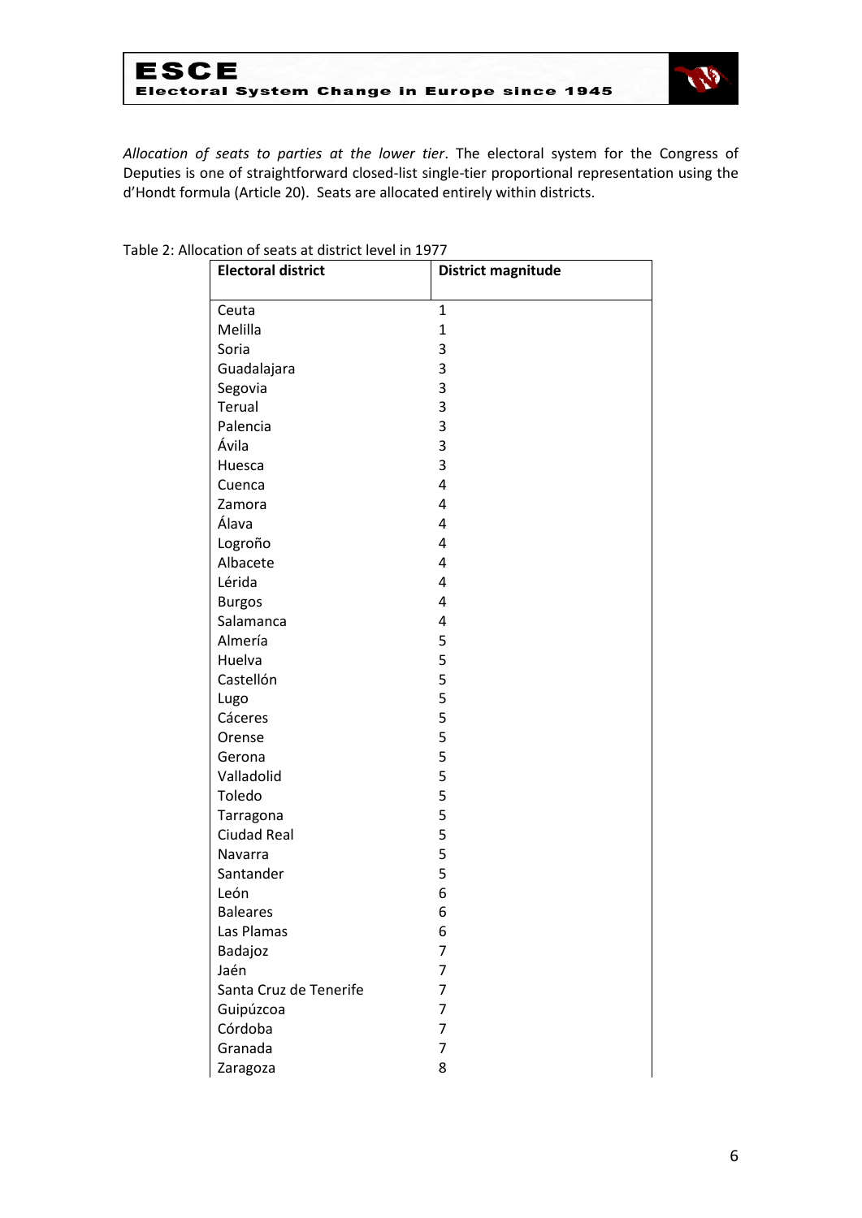*Allocation of seats to parties at the lower tier*. The electoral system for the Congress of Deputies is one of straightforward closed-list single-tier proportional representation using the d'Hondt formula (Article 20). Seats are allocated entirely within districts.

Table 2: Allocation of seats at district level in 1977

| Electoral district | District magnitude |
|---|---|
| Ceuta | 1 |
| Melilla | 1 |
| Soria | 3 |
| Guadalajara | 3 |
| Segovia | 3 |
| Terual | 3 |
| Palencia | 3 |
| Ávila | 3 |
| Huesca | 3 |
| Cuenca | 4 |
| Zamora | 4 |
| Álava | 4 |
| Logroño | 4 |
| Albacete | 4 |
| Lérida | 4 |
| Burgos | 4 |
| Salamanca | 4 |
| Almería | 5 |
| Huelva | 5 |
| Castellón | 5 |
| Lugo | 5 |
| Cáceres | 5 |
| Orense | 5 |
| Gerona | 5 |
| Valladolid | 5 |
| Toledo | 5 |
| Tarragona | 5 |
| Ciudad Real | 5 |
| Navarra | 5 |
| Santander | 5 |
| León | 6 |
| Baleares | 6 |
| Las Plamas | 6 |
| Badajoz | 7 |
| Jaén | 7 |
| Santa Cruz de Tenerife | 7 |
| Guipúzcoa | 7 |
| Córdoba | 7 |
| Granada | 7 |
| Zaragoza | 8 |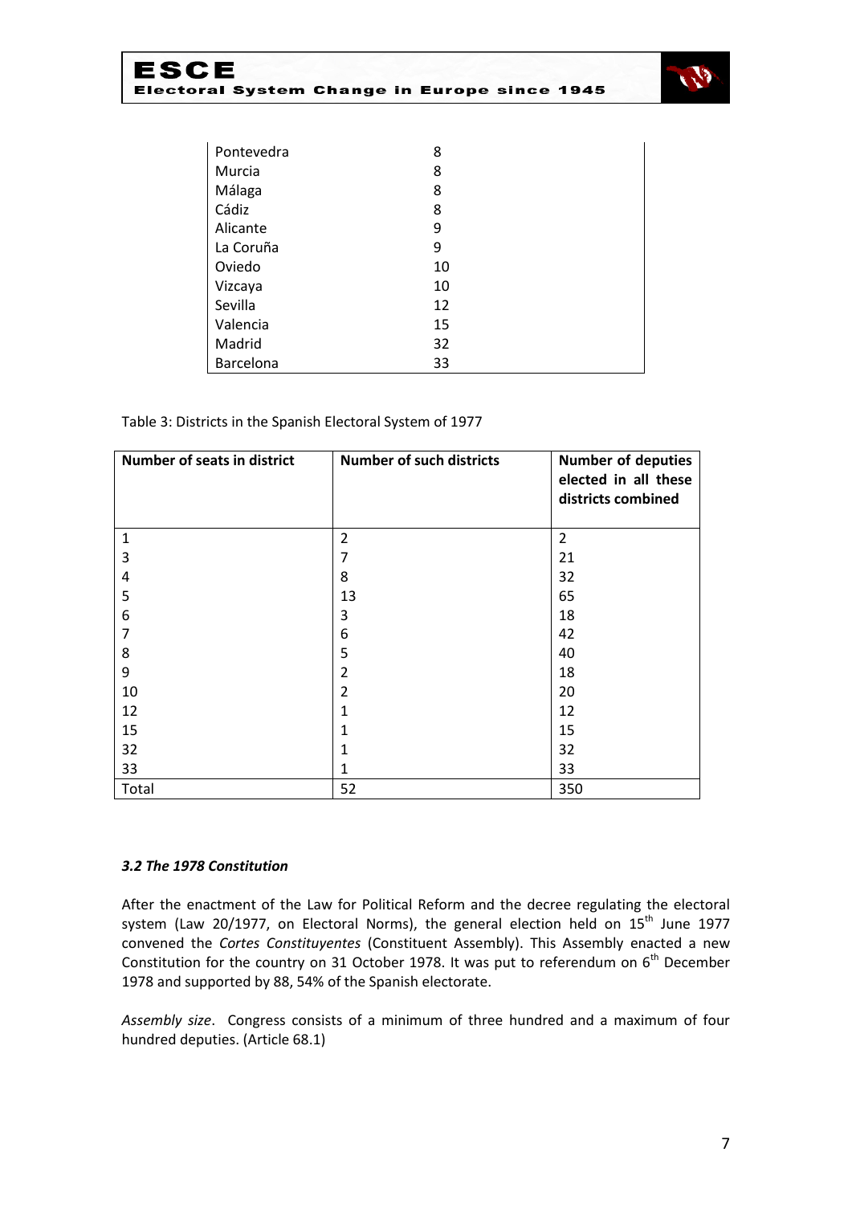| | |
|---|---|
| Pontevedra | 8 |
| Murcia | 8 |
| Málaga | 8 |
| Cádiz | 8 |
| Alicante | 9 |
| La Coruña | 9 |
| Oviedo | 10 |
| Vizcaya | 10 |
| Sevilla | 12 |
| Valencia | 15 |
| Madrid | 32 |
| Barcelona | 33 |

Table 3: Districts in the Spanish Electoral System of 1977

| Number of seats in district | Number of such districts | Number of deputies elected in all these districts combined |
|---|---|---|
| 1 | 2 | 2 |
| 3 | 7 | 21 |
| 4 | 8 | 32 |
| 5 | 13 | 65 |
| 6 | 3 | 18 |
| 7 | 6 | 42 |
| 8 | 5 | 40 |
| 9 | 2 | 18 |
| 10 | 2 | 20 |
| 12 | 1 | 12 |
| 15 | 1 | 15 |
| 32 | 1 | 32 |
| 33 | 1 | 33 |
| Total | 52 | 350 |

### *3.2 The 1978 Constitution*

After the enactment of the Law for Political Reform and the decree regulating the electoral system (Law 20/1977, on Electoral Norms), the general election held on 15th June 1977 convened the *Cortes Constituyentes* (Constituent Assembly). This Assembly enacted a new Constitution for the country on 31 October 1978. It was put to referendum on 6th December 1978 and supported by 88, 54% of the Spanish electorate.

*Assembly size*. Congress consists of a minimum of three hundred and a maximum of four hundred deputies. (Article 68.1)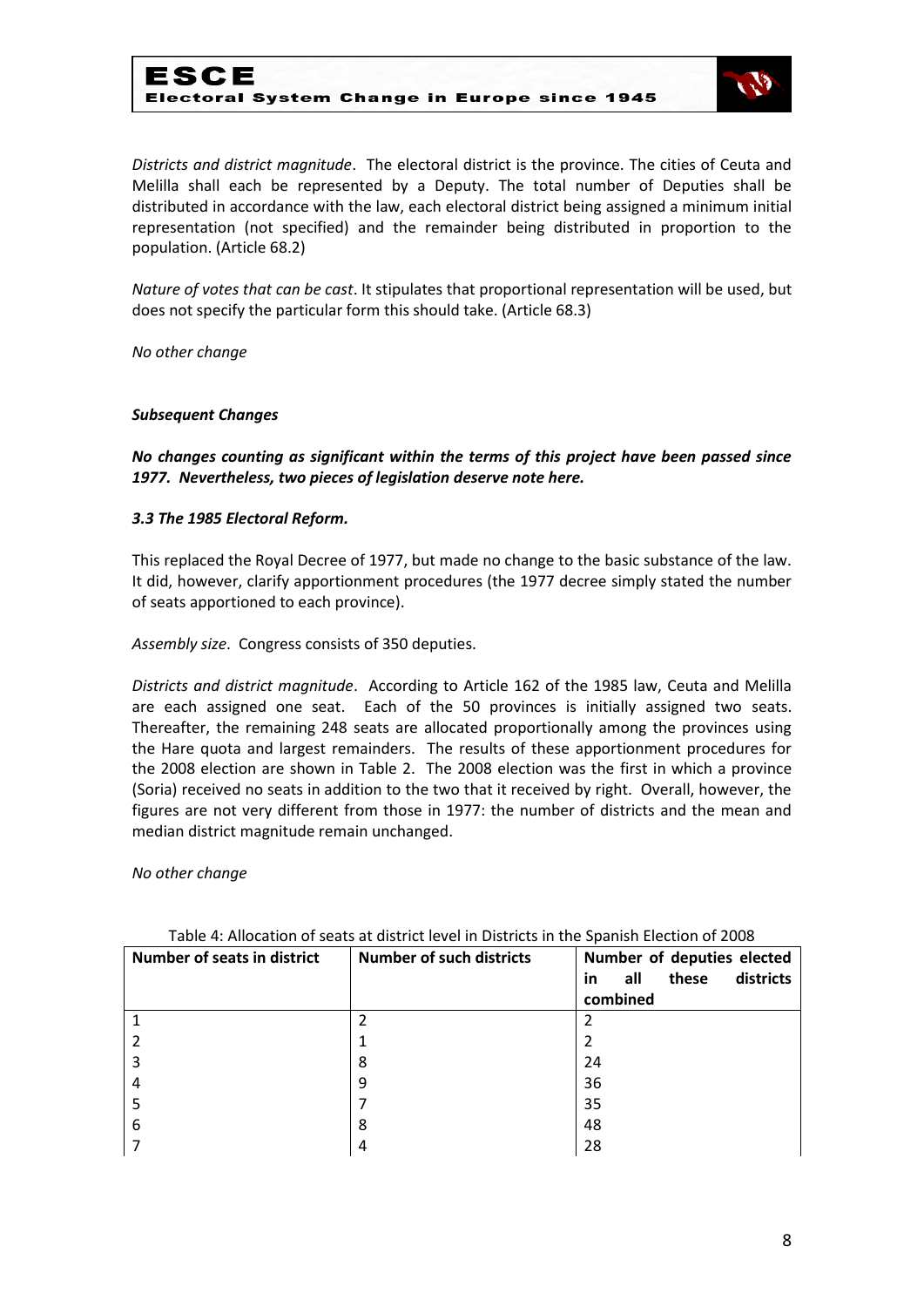*Districts and district magnitude*. The electoral district is the province. The cities of Ceuta and Melilla shall each be represented by a Deputy. The total number of Deputies shall be distributed in accordance with the law, each electoral district being assigned a minimum initial representation (not specified) and the remainder being distributed in proportion to the population. (Article 68.2)

*Nature of votes that can be cast*. It stipulates that proportional representation will be used, but does not specify the particular form this should take. (Article 68.3)

*No other change*

***Subsequent Changes***

***No changes counting as significant within the terms of this project have been passed since 1977. Nevertheless, two pieces of legislation deserve note here.***

### *3.3 The 1985 Electoral Reform.*

This replaced the Royal Decree of 1977, but made no change to the basic substance of the law. It did, however, clarify apportionment procedures (the 1977 decree simply stated the number of seats apportioned to each province).

*Assembly size*. Congress consists of 350 deputies.

*Districts and district magnitude*. According to Article 162 of the 1985 law, Ceuta and Melilla are each assigned one seat. Each of the 50 provinces is initially assigned two seats. Thereafter, the remaining 248 seats are allocated proportionally among the provinces using the Hare quota and largest remainders. The results of these apportionment procedures for the 2008 election are shown in Table 2. The 2008 election was the first in which a province (Soria) received no seats in addition to the two that it received by right. Overall, however, the figures are not very different from those in 1977: the number of districts and the mean and median district magnitude remain unchanged.

*No other change*

Table 4: Allocation of seats at district level in Districts in the Spanish Election of 2008

| Number of seats in district | Number of such districts | Number of deputies elected in all these districts combined |
|---|---|---|
| 1 | 2 | 2 |
| 2 | 1 | 2 |
| 3 | 8 | 24 |
| 4 | 9 | 36 |
| 5 | 7 | 35 |
| 6 | 8 | 48 |
| 7 | 4 | 28 |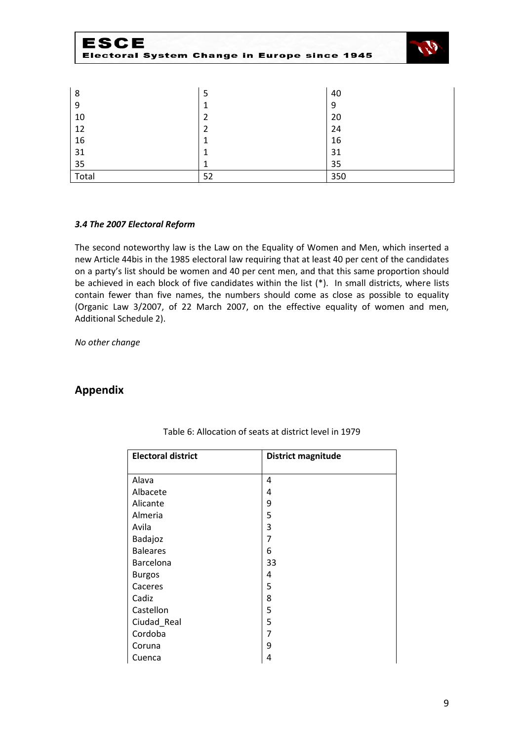| | | |
|---|---|---|
| 8 | 5 | 40 |
| 9 | 1 | 9 |
| 10 | 2 | 20 |
| 12 | 2 | 24 |
| 16 | 1 | 16 |
| 31 | 1 | 31 |
| 35 | 1 | 35 |
| Total | 52 | 350 |

### *3.4 The 2007 Electoral Reform*

The second noteworthy law is the Law on the Equality of Women and Men, which inserted a new Article 44bis in the 1985 electoral law requiring that at least 40 per cent of the candidates on a party's list should be women and 40 per cent men, and that this same proportion should be achieved in each block of five candidates within the list (*). In small districts, where lists contain fewer than five names, the numbers should come as close as possible to equality (Organic Law 3/2007, of 22 March 2007, on the effective equality of women and men, Additional Schedule 2).

*No other change*

## Appendix

Table 6: Allocation of seats at district level in 1979

| Electoral district | District magnitude |
|---|---|
| Alava | 4 |
| Albacete | 4 |
| Alicante | 9 |
| Almeria | 5 |
| Avila | 3 |
| Badajoz | 7 |
| Baleares | 6 |
| Barcelona | 33 |
| Burgos | 4 |
| Caceres | 5 |
| Cadiz | 8 |
| Castellon | 5 |
| Ciudad_Real | 5 |
| Cordoba | 7 |
| Coruna | 9 |
| Cuenca | 4 |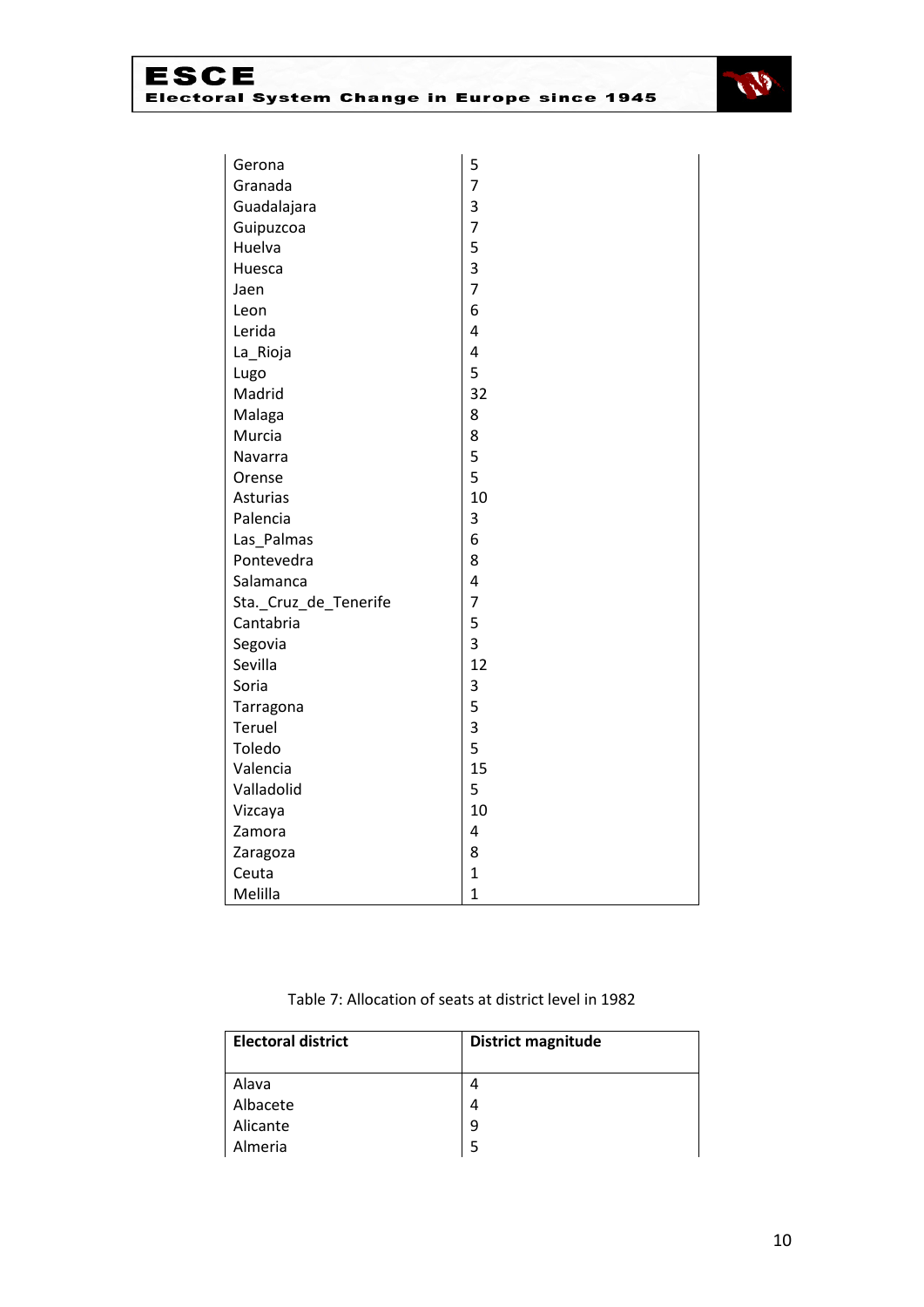| | |
|---|---|
| Gerona | 5 |
| Granada | 7 |
| Guadalajara | 3 |
| Guipuzcoa | 7 |
| Huelva | 5 |
| Huesca | 3 |
| Jaen | 7 |
| Leon | 6 |
| Lerida | 4 |
| La_Rioja | 4 |
| Lugo | 5 |
| Madrid | 32 |
| Malaga | 8 |
| Murcia | 8 |
| Navarra | 5 |
| Orense | 5 |
| Asturias | 10 |
| Palencia | 3 |
| Las_Palmas | 6 |
| Pontevedra | 8 |
| Salamanca | 4 |
| Sta._Cruz_de_Tenerife | 7 |
| Cantabria | 5 |
| Segovia | 3 |
| Sevilla | 12 |
| Soria | 3 |
| Tarragona | 5 |
| Teruel | 3 |
| Toledo | 5 |
| Valencia | 15 |
| Valladolid | 5 |
| Vizcaya | 10 |
| Zamora | 4 |
| Zaragoza | 8 |
| Ceuta | 1 |
| Melilla | 1 |

Table 7: Allocation of seats at district level in 1982

| Electoral district | District magnitude |
|---|---|
| Alava | 4 |
| Albacete | 4 |
| Alicante | 9 |
| Almeria | 5 |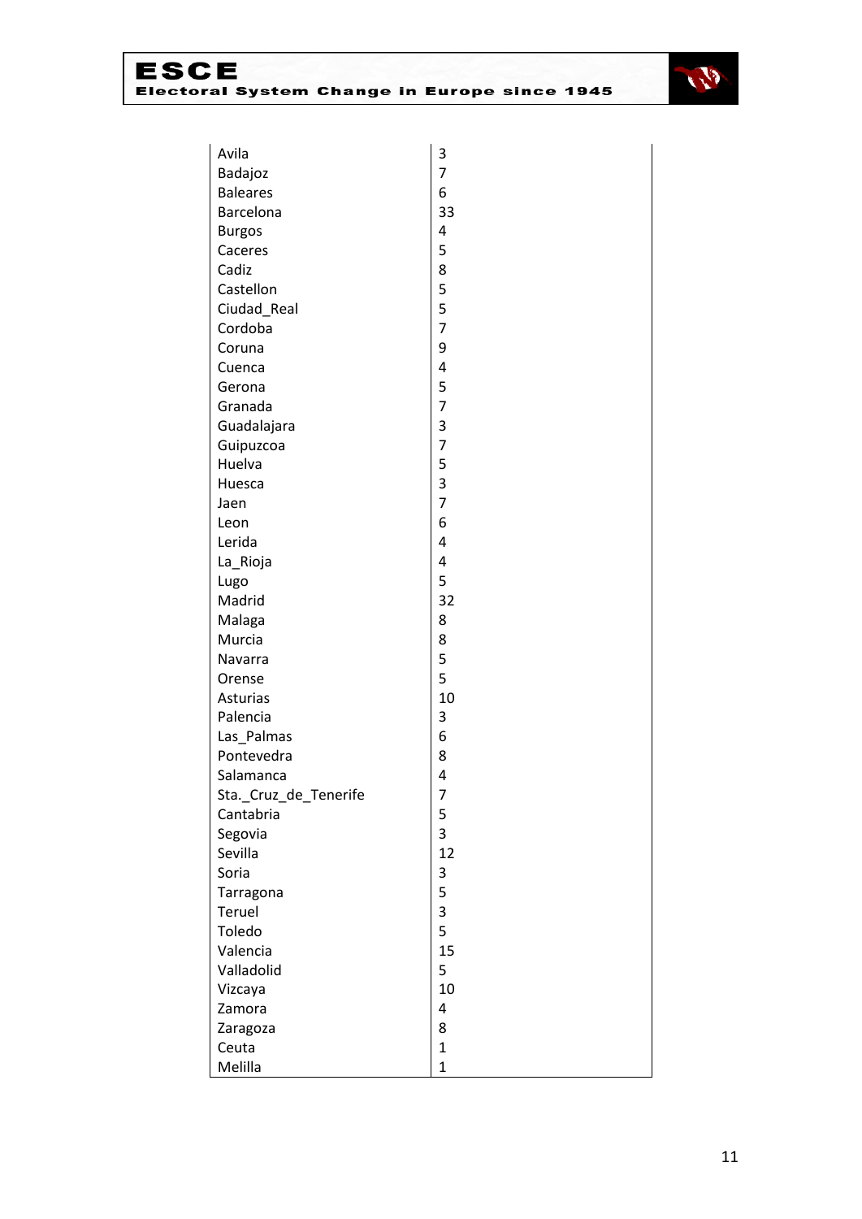| | |
|---|---|
| Avila | 3 |
| Badajoz | 7 |
| Baleares | 6 |
| Barcelona | 33 |
| Burgos | 4 |
| Caceres | 5 |
| Cadiz | 8 |
| Castellon | 5 |
| Ciudad_Real | 5 |
| Cordoba | 7 |
| Coruna | 9 |
| Cuenca | 4 |
| Gerona | 5 |
| Granada | 7 |
| Guadalajara | 3 |
| Guipuzcoa | 7 |
| Huelva | 5 |
| Huesca | 3 |
| Jaen | 7 |
| Leon | 6 |
| Lerida | 4 |
| La_Rioja | 4 |
| Lugo | 5 |
| Madrid | 32 |
| Malaga | 8 |
| Murcia | 8 |
| Navarra | 5 |
| Orense | 5 |
| Asturias | 10 |
| Palencia | 3 |
| Las_Palmas | 6 |
| Pontevedra | 8 |
| Salamanca | 4 |
| Sta._Cruz_de_Tenerife | 7 |
| Cantabria | 5 |
| Segovia | 3 |
| Sevilla | 12 |
| Soria | 3 |
| Tarragona | 5 |
| Teruel | 3 |
| Toledo | 5 |
| Valencia | 15 |
| Valladolid | 5 |
| Vizcaya | 10 |
| Zamora | 4 |
| Zaragoza | 8 |
| Ceuta | 1 |
| Melilla | 1 |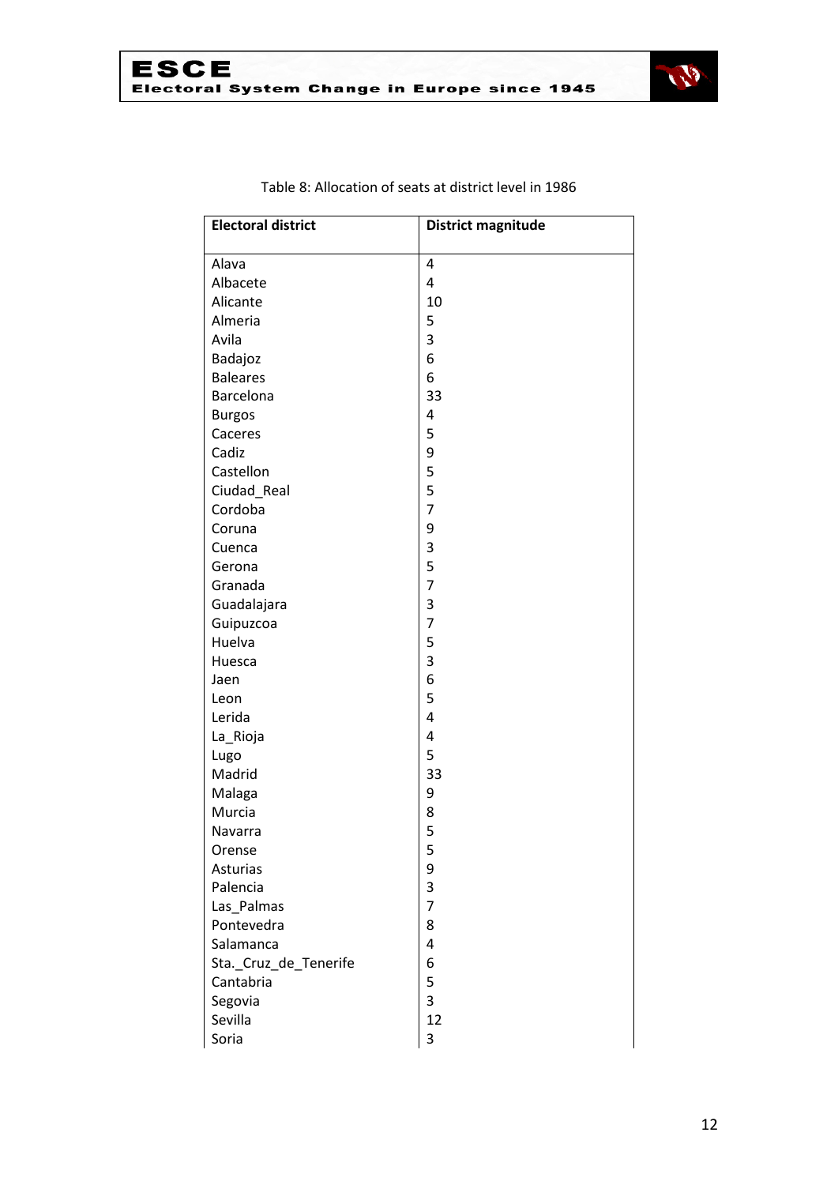Table 8: Allocation of seats at district level in 1986

| Electoral district | District magnitude |
| --- | --- |
| Alava | 4 |
| Albacete | 4 |
| Alicante | 10 |
| Almeria | 5 |
| Avila | 3 |
| Badajoz | 6 |
| Baleares | 6 |
| Barcelona | 33 |
| Burgos | 4 |
| Caceres | 5 |
| Cadiz | 9 |
| Castellon | 5 |
| Ciudad_Real | 5 |
| Cordoba | 7 |
| Coruna | 9 |
| Cuenca | 3 |
| Gerona | 5 |
| Granada | 7 |
| Guadalajara | 3 |
| Guipuzcoa | 7 |
| Huelva | 5 |
| Huesca | 3 |
| Jaen | 6 |
| Leon | 5 |
| Lerida | 4 |
| La_Rioja | 4 |
| Lugo | 5 |
| Madrid | 33 |
| Malaga | 9 |
| Murcia | 8 |
| Navarra | 5 |
| Orense | 5 |
| Asturias | 9 |
| Palencia | 3 |
| Las_Palmas | 7 |
| Pontevedra | 8 |
| Salamanca | 4 |
| Sta._Cruz_de_Tenerife | 6 |
| Cantabria | 5 |
| Segovia | 3 |
| Sevilla | 12 |
| Soria | 3 |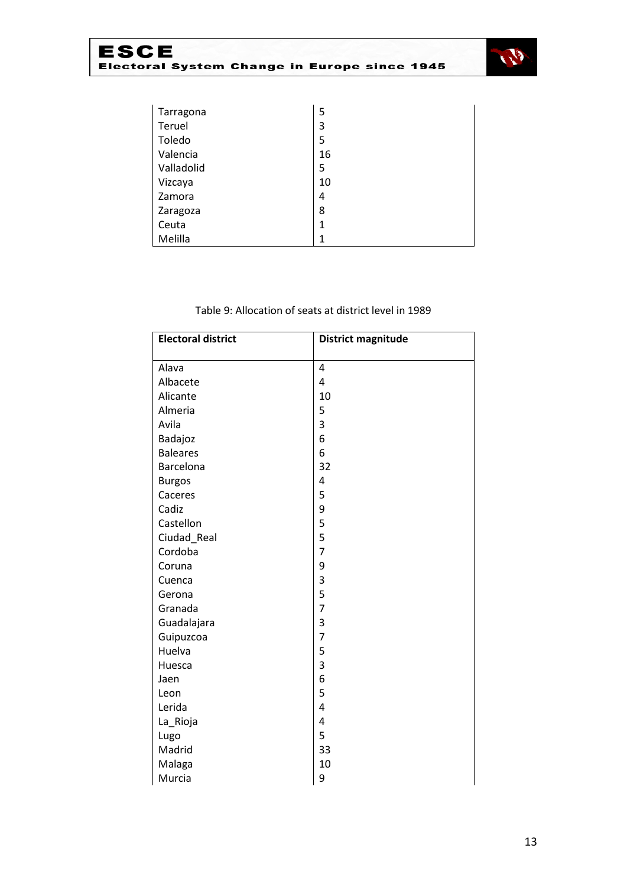| | |
|---|---|
| Tarragona | 5 |
| Teruel | 3 |
| Toledo | 5 |
| Valencia | 16 |
| Valladolid | 5 |
| Vizcaya | 10 |
| Zamora | 4 |
| Zaragoza | 8 |
| Ceuta | 1 |
| Melilla | 1 |

Table 9: Allocation of seats at district level in 1989

| **Electoral district** | **District magnitude** |
|---|---|
| Alava | 4 |
| Albacete | 4 |
| Alicante | 10 |
| Almeria | 5 |
| Avila | 3 |
| Badajoz | 6 |
| Baleares | 6 |
| Barcelona | 32 |
| Burgos | 4 |
| Caceres | 5 |
| Cadiz | 9 |
| Castellon | 5 |
| Ciudad_Real | 5 |
| Cordoba | 7 |
| Coruna | 9 |
| Cuenca | 3 |
| Gerona | 5 |
| Granada | 7 |
| Guadalajara | 3 |
| Guipuzcoa | 7 |
| Huelva | 5 |
| Huesca | 3 |
| Jaen | 6 |
| Leon | 5 |
| Lerida | 4 |
| La_Rioja | 4 |
| Lugo | 5 |
| Madrid | 33 |
| Malaga | 10 |
| Murcia | 9 |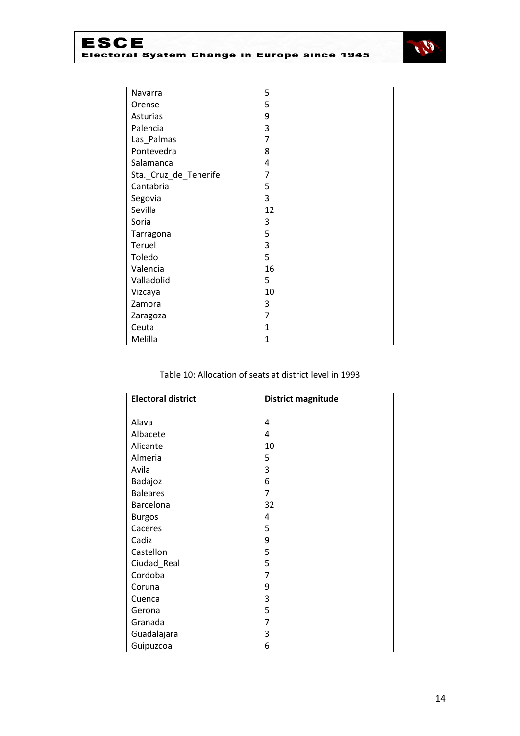| | |
|---|---|
| Navarra | 5 |
| Orense | 5 |
| Asturias | 9 |
| Palencia | 3 |
| Las_Palmas | 7 |
| Pontevedra | 8 |
| Salamanca | 4 |
| Sta._Cruz_de_Tenerife | 7 |
| Cantabria | 5 |
| Segovia | 3 |
| Sevilla | 12 |
| Soria | 3 |
| Tarragona | 5 |
| Teruel | 3 |
| Toledo | 5 |
| Valencia | 16 |
| Valladolid | 5 |
| Vizcaya | 10 |
| Zamora | 3 |
| Zaragoza | 7 |
| Ceuta | 1 |
| Melilla | 1 |

Table 10: Allocation of seats at district level in 1993

| Electoral district | District magnitude |
|---|---|
| Alava | 4 |
| Albacete | 4 |
| Alicante | 10 |
| Almeria | 5 |
| Avila | 3 |
| Badajoz | 6 |
| Baleares | 7 |
| Barcelona | 32 |
| Burgos | 4 |
| Caceres | 5 |
| Cadiz | 9 |
| Castellon | 5 |
| Ciudad_Real | 5 |
| Cordoba | 7 |
| Coruna | 9 |
| Cuenca | 3 |
| Gerona | 5 |
| Granada | 7 |
| Guadalajara | 3 |
| Guipuzcoa | 6 |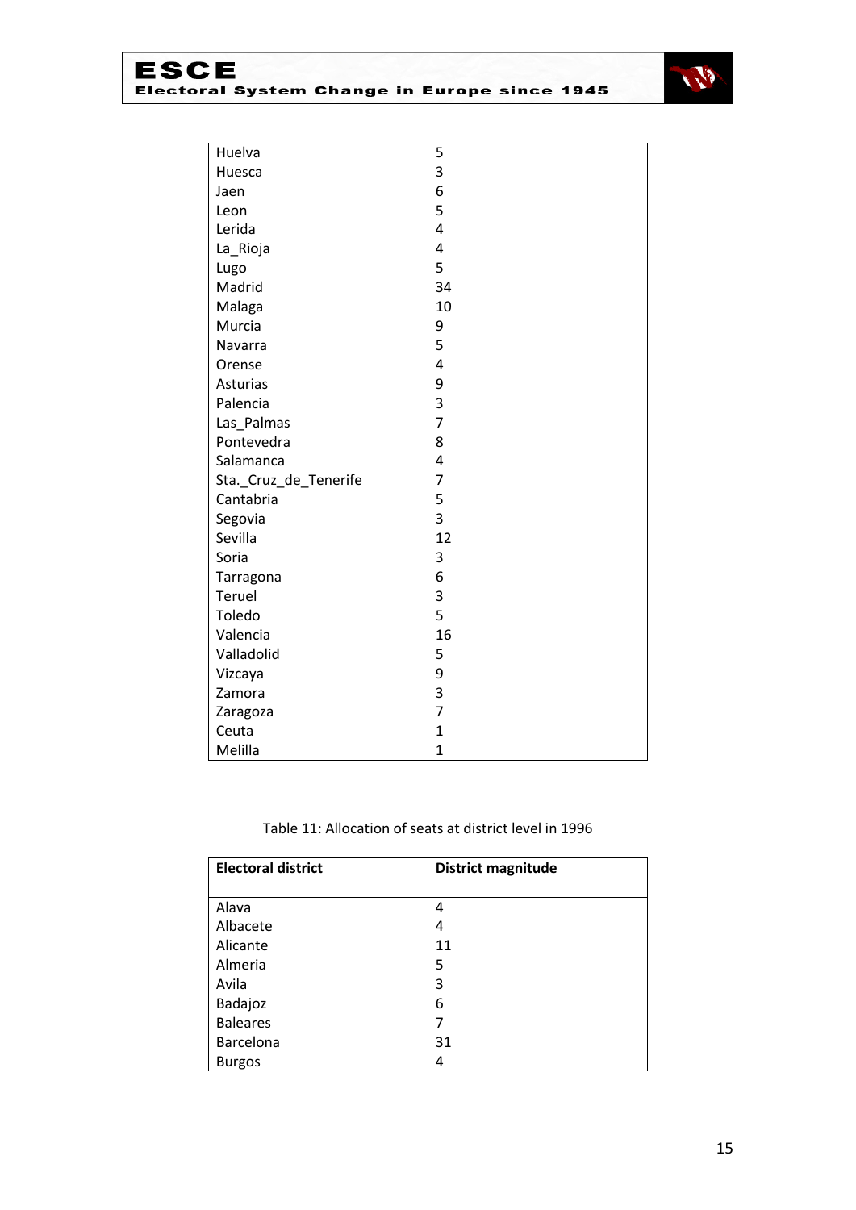| | |
|---|---|
| Huelva | 5 |
| Huesca | 3 |
| Jaen | 6 |
| Leon | 5 |
| Lerida | 4 |
| La_Rioja | 4 |
| Lugo | 5 |
| Madrid | 34 |
| Malaga | 10 |
| Murcia | 9 |
| Navarra | 5 |
| Orense | 4 |
| Asturias | 9 |
| Palencia | 3 |
| Las_Palmas | 7 |
| Pontevedra | 8 |
| Salamanca | 4 |
| Sta._Cruz_de_Tenerife | 7 |
| Cantabria | 5 |
| Segovia | 3 |
| Sevilla | 12 |
| Soria | 3 |
| Tarragona | 6 |
| Teruel | 3 |
| Toledo | 5 |
| Valencia | 16 |
| Valladolid | 5 |
| Vizcaya | 9 |
| Zamora | 3 |
| Zaragoza | 7 |
| Ceuta | 1 |
| Melilla | 1 |

Table 11: Allocation of seats at district level in 1996

| **Electoral district** | **District magnitude** |
|---|---|
| Alava | 4 |
| Albacete | 4 |
| Alicante | 11 |
| Almeria | 5 |
| Avila | 3 |
| Badajoz | 6 |
| Baleares | 7 |
| Barcelona | 31 |
| Burgos | 4 |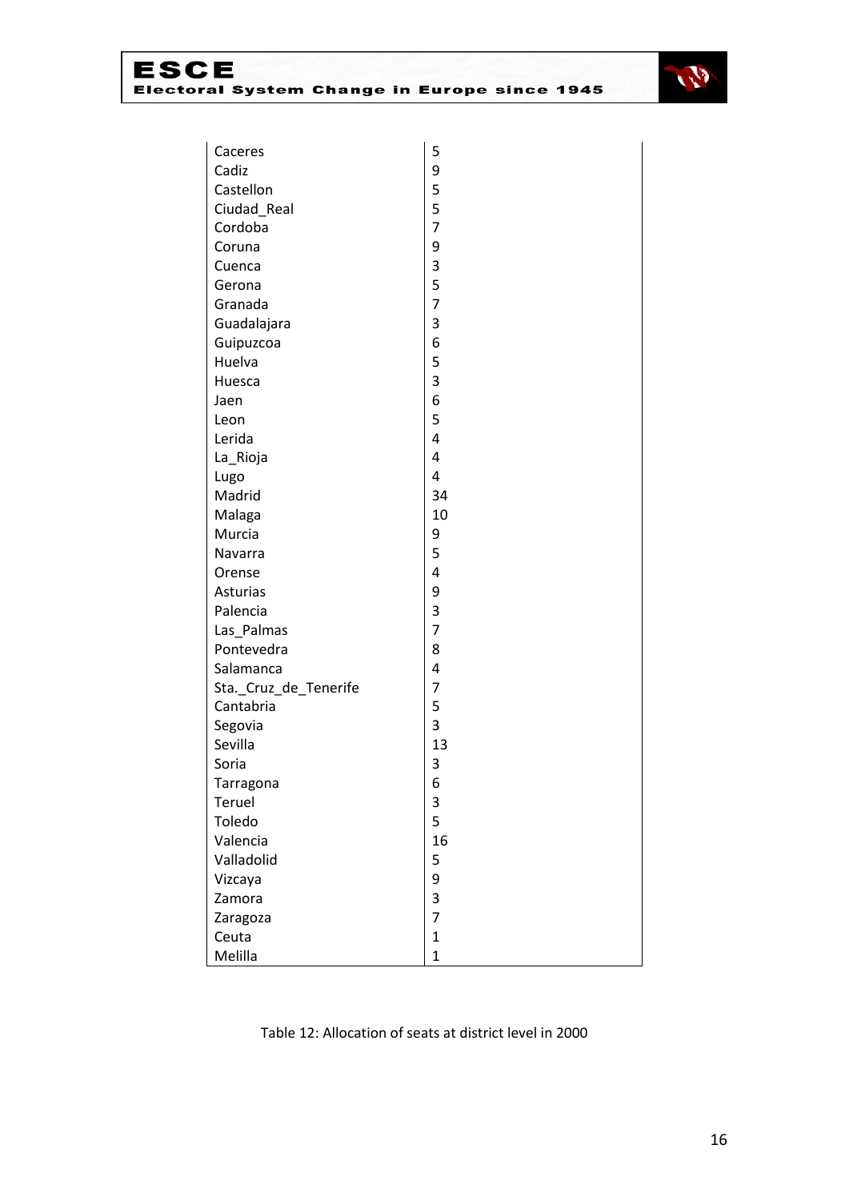| | |
|---|---|
| Caceres | 5 |
| Cadiz | 9 |
| Castellon | 5 |
| Ciudad_Real | 5 |
| Cordoba | 7 |
| Coruna | 9 |
| Cuenca | 3 |
| Gerona | 5 |
| Granada | 7 |
| Guadalajara | 3 |
| Guipuzcoa | 6 |
| Huelva | 5 |
| Huesca | 3 |
| Jaen | 6 |
| Leon | 5 |
| Lerida | 4 |
| La_Rioja | 4 |
| Lugo | 4 |
| Madrid | 34 |
| Malaga | 10 |
| Murcia | 9 |
| Navarra | 5 |
| Orense | 4 |
| Asturias | 9 |
| Palencia | 3 |
| Las_Palmas | 7 |
| Pontevedra | 8 |
| Salamanca | 4 |
| Sta._Cruz_de_Tenerife | 7 |
| Cantabria | 5 |
| Segovia | 3 |
| Sevilla | 13 |
| Soria | 3 |
| Tarragona | 6 |
| Teruel | 3 |
| Toledo | 5 |
| Valencia | 16 |
| Valladolid | 5 |
| Vizcaya | 9 |
| Zamora | 3 |
| Zaragoza | 7 |
| Ceuta | 1 |
| Melilla | 1 |

Table 12: Allocation of seats at district level in 2000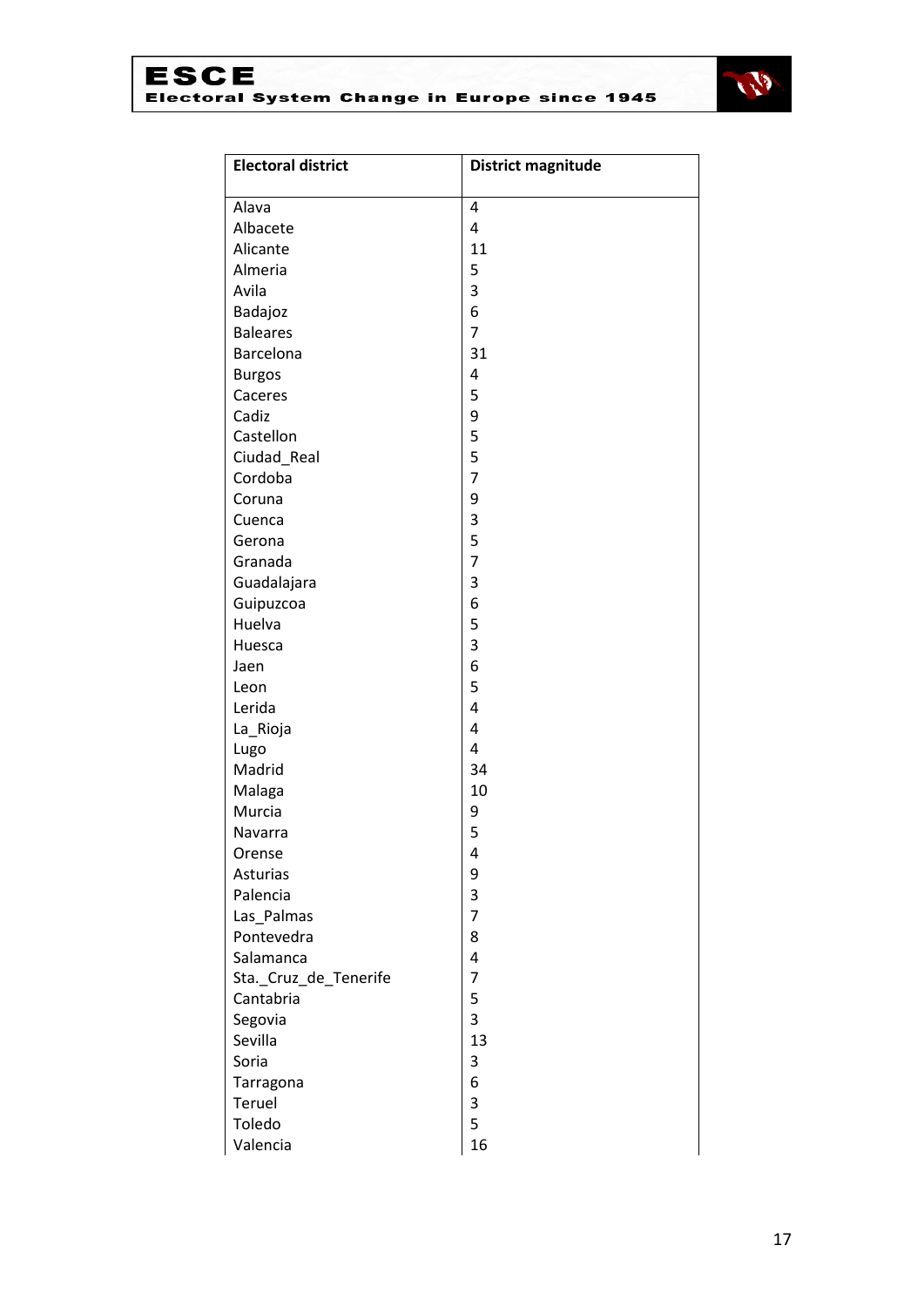| Electoral district | District magnitude |
|---|---|
| Alava | 4 |
| Albacete | 4 |
| Alicante | 11 |
| Almeria | 5 |
| Avila | 3 |
| Badajoz | 6 |
| Baleares | 7 |
| Barcelona | 31 |
| Burgos | 4 |
| Caceres | 5 |
| Cadiz | 9 |
| Castellon | 5 |
| Ciudad_Real | 5 |
| Cordoba | 7 |
| Coruna | 9 |
| Cuenca | 3 |
| Gerona | 5 |
| Granada | 7 |
| Guadalajara | 3 |
| Guipuzcoa | 6 |
| Huelva | 5 |
| Huesca | 3 |
| Jaen | 6 |
| Leon | 5 |
| Lerida | 4 |
| La_Rioja | 4 |
| Lugo | 4 |
| Madrid | 34 |
| Malaga | 10 |
| Murcia | 9 |
| Navarra | 5 |
| Orense | 4 |
| Asturias | 9 |
| Palencia | 3 |
| Las_Palmas | 7 |
| Pontevedra | 8 |
| Salamanca | 4 |
| Sta._Cruz_de_Tenerife | 7 |
| Cantabria | 5 |
| Segovia | 3 |
| Sevilla | 13 |
| Soria | 3 |
| Tarragona | 6 |
| Teruel | 3 |
| Toledo | 5 |
| Valencia | 16 |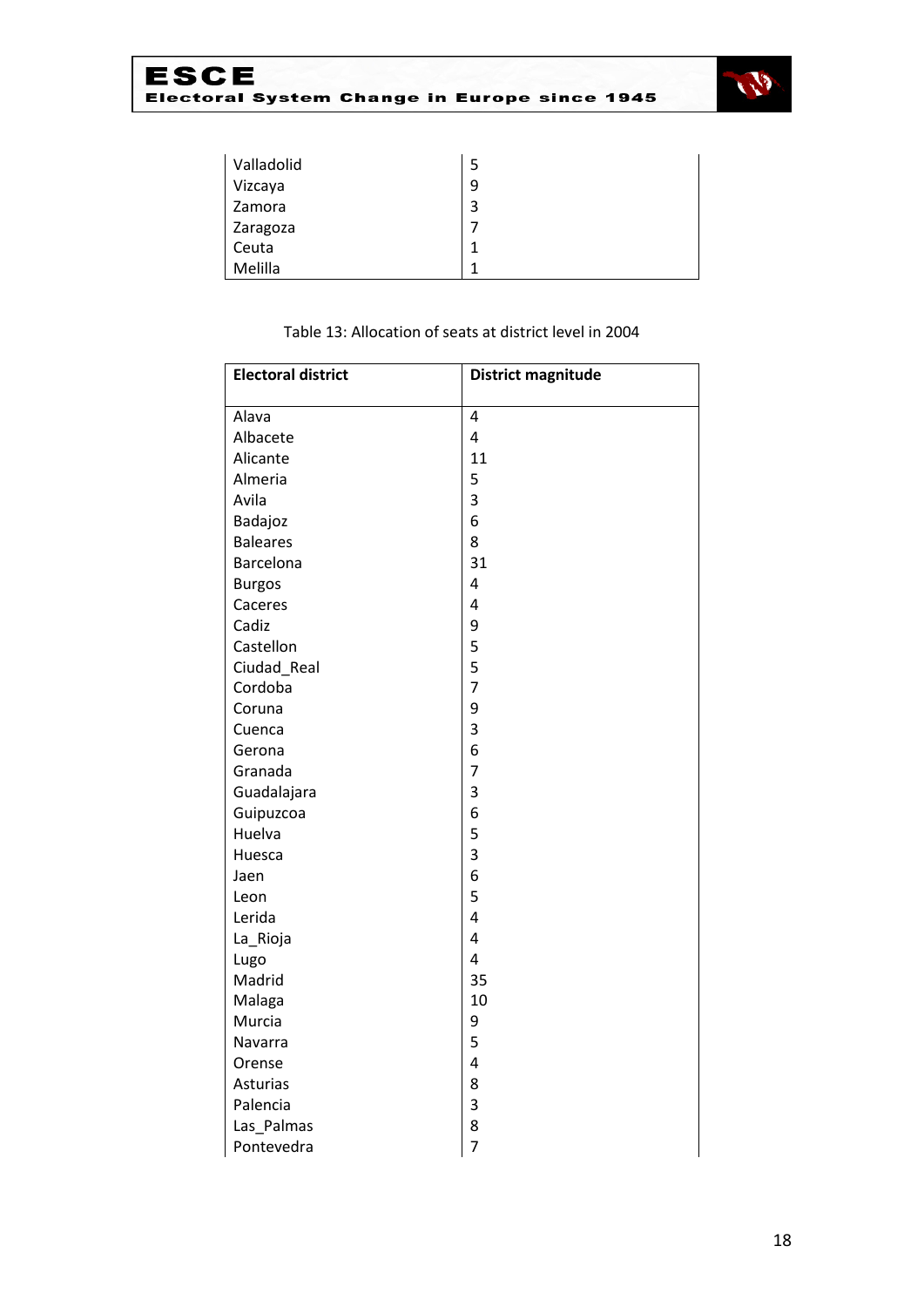| | |
|---|---|
| Valladolid | 5 |
| Vizcaya | 9 |
| Zamora | 3 |
| Zaragoza | 7 |
| Ceuta | 1 |
| Melilla | 1 |

Table 13: Allocation of seats at district level in 2004

| **Electoral district** | **District magnitude** |
|---|---|
| Alava | 4 |
| Albacete | 4 |
| Alicante | 11 |
| Almeria | 5 |
| Avila | 3 |
| Badajoz | 6 |
| Baleares | 8 |
| Barcelona | 31 |
| Burgos | 4 |
| Caceres | 4 |
| Cadiz | 9 |
| Castellon | 5 |
| Ciudad_Real | 5 |
| Cordoba | 7 |
| Coruna | 9 |
| Cuenca | 3 |
| Gerona | 6 |
| Granada | 7 |
| Guadalajara | 3 |
| Guipuzcoa | 6 |
| Huelva | 5 |
| Huesca | 3 |
| Jaen | 6 |
| Leon | 5 |
| Lerida | 4 |
| La_Rioja | 4 |
| Lugo | 4 |
| Madrid | 35 |
| Malaga | 10 |
| Murcia | 9 |
| Navarra | 5 |
| Orense | 4 |
| Asturias | 8 |
| Palencia | 3 |
| Las_Palmas | 8 |
| Pontevedra | 7 |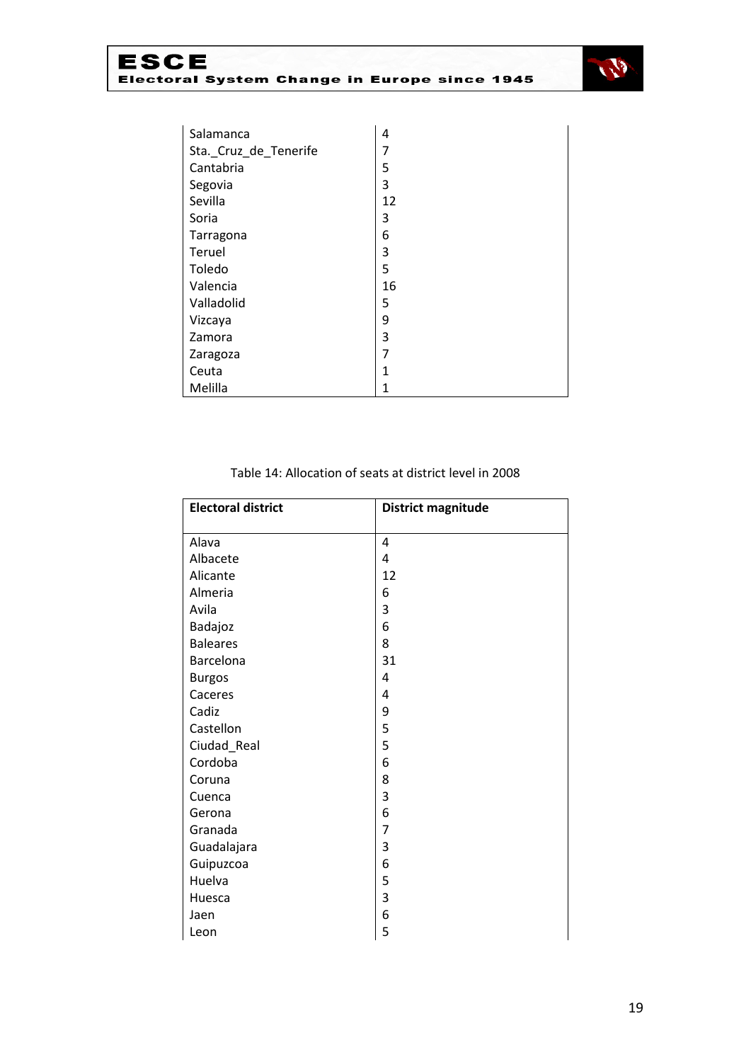| | |
|---|---|
| Salamanca | 4 |
| Sta._Cruz_de_Tenerife | 7 |
| Cantabria | 5 |
| Segovia | 3 |
| Sevilla | 12 |
| Soria | 3 |
| Tarragona | 6 |
| Teruel | 3 |
| Toledo | 5 |
| Valencia | 16 |
| Valladolid | 5 |
| Vizcaya | 9 |
| Zamora | 3 |
| Zaragoza | 7 |
| Ceuta | 1 |
| Melilla | 1 |

Table 14: Allocation of seats at district level in 2008

| Electoral district | District magnitude |
|---|---|
| Alava | 4 |
| Albacete | 4 |
| Alicante | 12 |
| Almeria | 6 |
| Avila | 3 |
| Badajoz | 6 |
| Baleares | 8 |
| Barcelona | 31 |
| Burgos | 4 |
| Caceres | 4 |
| Cadiz | 9 |
| Castellon | 5 |
| Ciudad_Real | 5 |
| Cordoba | 6 |
| Coruna | 8 |
| Cuenca | 3 |
| Gerona | 6 |
| Granada | 7 |
| Guadalajara | 3 |
| Guipuzcoa | 6 |
| Huelva | 5 |
| Huesca | 3 |
| Jaen | 6 |
| Leon | 5 |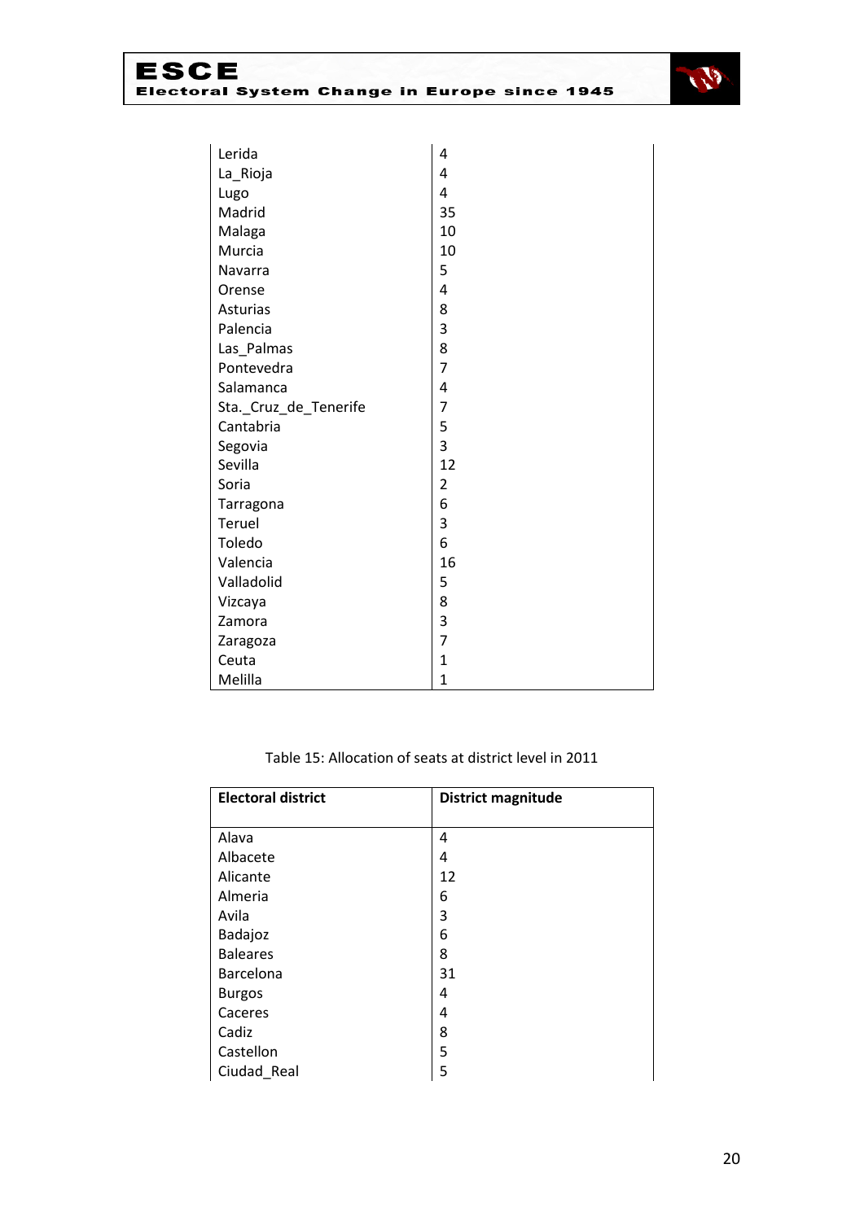| | |
|---|---|
| Lerida | 4 |
| La_Rioja | 4 |
| Lugo | 4 |
| Madrid | 35 |
| Malaga | 10 |
| Murcia | 10 |
| Navarra | 5 |
| Orense | 4 |
| Asturias | 8 |
| Palencia | 3 |
| Las_Palmas | 8 |
| Pontevedra | 7 |
| Salamanca | 4 |
| Sta._Cruz_de_Tenerife | 7 |
| Cantabria | 5 |
| Segovia | 3 |
| Sevilla | 12 |
| Soria | 2 |
| Tarragona | 6 |
| Teruel | 3 |
| Toledo | 6 |
| Valencia | 16 |
| Valladolid | 5 |
| Vizcaya | 8 |
| Zamora | 3 |
| Zaragoza | 7 |
| Ceuta | 1 |
| Melilla | 1 |

Table 15: Allocation of seats at district level in 2011

| Electoral district | District magnitude |
|---|---|
| Alava | 4 |
| Albacete | 4 |
| Alicante | 12 |
| Almeria | 6 |
| Avila | 3 |
| Badajoz | 6 |
| Baleares | 8 |
| Barcelona | 31 |
| Burgos | 4 |
| Caceres | 4 |
| Cadiz | 8 |
| Castellon | 5 |
| Ciudad_Real | 5 |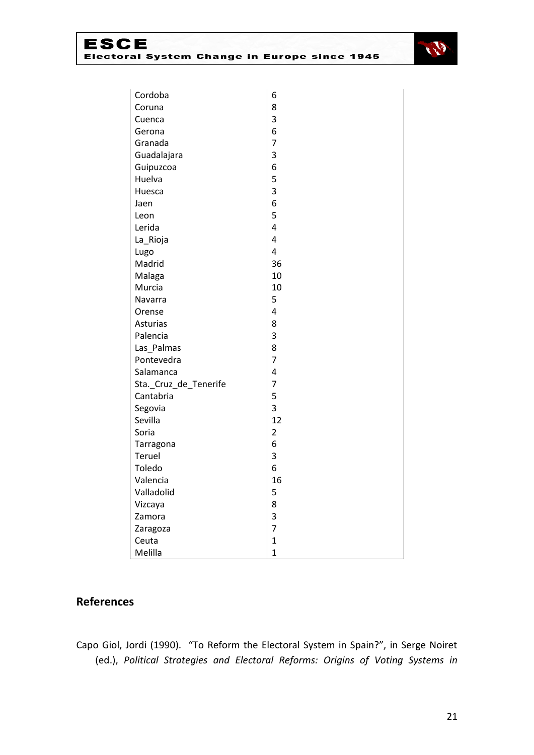| | |
|---|---|
| Cordoba | 6 |
| Coruna | 8 |
| Cuenca | 3 |
| Gerona | 6 |
| Granada | 7 |
| Guadalajara | 3 |
| Guipuzcoa | 6 |
| Huelva | 5 |
| Huesca | 3 |
| Jaen | 6 |
| Leon | 5 |
| Lerida | 4 |
| La_Rioja | 4 |
| Lugo | 4 |
| Madrid | 36 |
| Malaga | 10 |
| Murcia | 10 |
| Navarra | 5 |
| Orense | 4 |
| Asturias | 8 |
| Palencia | 3 |
| Las_Palmas | 8 |
| Pontevedra | 7 |
| Salamanca | 4 |
| Sta._Cruz_de_Tenerife | 7 |
| Cantabria | 5 |
| Segovia | 3 |
| Sevilla | 12 |
| Soria | 2 |
| Tarragona | 6 |
| Teruel | 3 |
| Toledo | 6 |
| Valencia | 16 |
| Valladolid | 5 |
| Vizcaya | 8 |
| Zamora | 3 |
| Zaragoza | 7 |
| Ceuta | 1 |
| Melilla | 1 |

## References

Capo Giol, Jordi (1990). "To Reform the Electoral System in Spain?", in Serge Noiret (ed.), *Political Strategies and Electoral Reforms: Origins of Voting Systems in*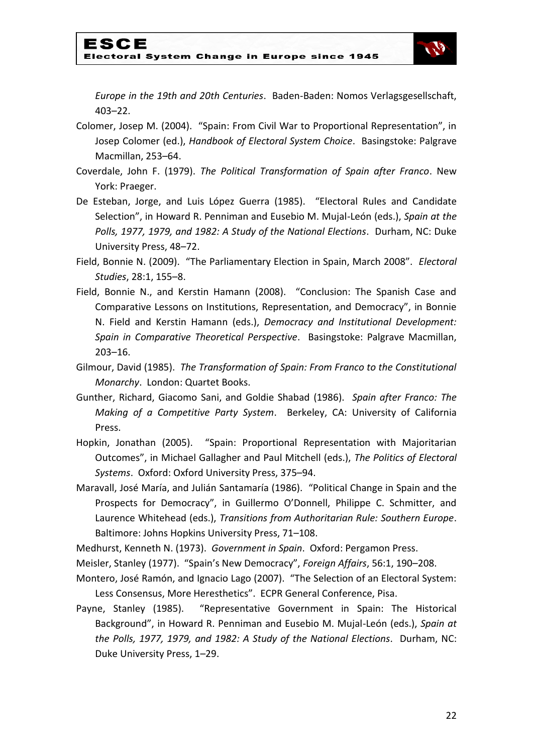*Europe in the 19th and 20th Centuries*. Baden-Baden: Nomos Verlagsgesellschaft, 403–22.

Colomer, Josep M. (2004). "Spain: From Civil War to Proportional Representation", in Josep Colomer (ed.), *Handbook of Electoral System Choice*. Basingstoke: Palgrave Macmillan, 253–64.

Coverdale, John F. (1979). *The Political Transformation of Spain after Franco*. New York: Praeger.

De Esteban, Jorge, and Luis López Guerra (1985). "Electoral Rules and Candidate Selection", in Howard R. Penniman and Eusebio M. Mujal-León (eds.), *Spain at the Polls, 1977, 1979, and 1982: A Study of the National Elections*. Durham, NC: Duke University Press, 48–72.

Field, Bonnie N. (2009). "The Parliamentary Election in Spain, March 2008". *Electoral Studies*, 28:1, 155–8.

Field, Bonnie N., and Kerstin Hamann (2008). "Conclusion: The Spanish Case and Comparative Lessons on Institutions, Representation, and Democracy", in Bonnie N. Field and Kerstin Hamann (eds.), *Democracy and Institutional Development: Spain in Comparative Theoretical Perspective*. Basingstoke: Palgrave Macmillan, 203–16.

Gilmour, David (1985). *The Transformation of Spain: From Franco to the Constitutional Monarchy*. London: Quartet Books.

Gunther, Richard, Giacomo Sani, and Goldie Shabad (1986). *Spain after Franco: The Making of a Competitive Party System*. Berkeley, CA: University of California Press.

Hopkin, Jonathan (2005). "Spain: Proportional Representation with Majoritarian Outcomes", in Michael Gallagher and Paul Mitchell (eds.), *The Politics of Electoral Systems*. Oxford: Oxford University Press, 375–94.

Maravall, José María, and Julián Santamaría (1986). "Political Change in Spain and the Prospects for Democracy", in Guillermo O'Donnell, Philippe C. Schmitter, and Laurence Whitehead (eds.), *Transitions from Authoritarian Rule: Southern Europe*. Baltimore: Johns Hopkins University Press, 71–108.

Medhurst, Kenneth N. (1973). *Government in Spain*. Oxford: Pergamon Press.

Meisler, Stanley (1977). "Spain's New Democracy", *Foreign Affairs*, 56:1, 190–208.

Montero, José Ramón, and Ignacio Lago (2007). "The Selection of an Electoral System: Less Consensus, More Heresthetics". ECPR General Conference, Pisa.

Payne, Stanley (1985). "Representative Government in Spain: The Historical Background", in Howard R. Penniman and Eusebio M. Mujal-León (eds.), *Spain at the Polls, 1977, 1979, and 1982: A Study of the National Elections*. Durham, NC: Duke University Press, 1–29.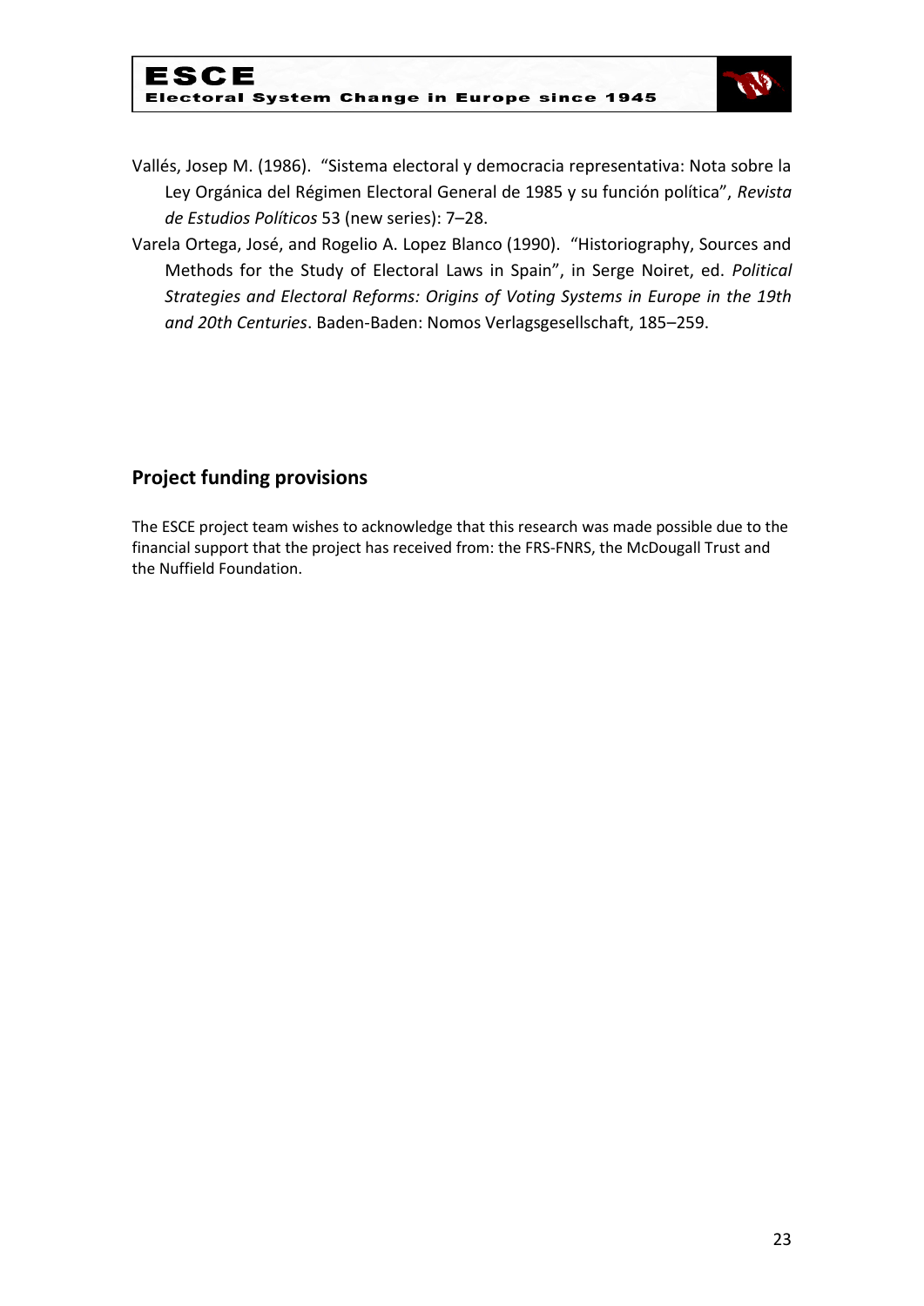Vallés, Josep M. (1986). "Sistema electoral y democracia representativa: Nota sobre la Ley Orgánica del Régimen Electoral General de 1985 y su función política", *Revista de Estudios Políticos* 53 (new series): 7–28.

Varela Ortega, José, and Rogelio A. Lopez Blanco (1990). "Historiography, Sources and Methods for the Study of Electoral Laws in Spain", in Serge Noiret, ed. *Political Strategies and Electoral Reforms: Origins of Voting Systems in Europe in the 19th and 20th Centuries*. Baden-Baden: Nomos Verlagsgesellschaft, 185–259.

## Project funding provisions

The ESCE project team wishes to acknowledge that this research was made possible due to the financial support that the project has received from: the FRS-FNRS, the McDougall Trust and the Nuffield Foundation.